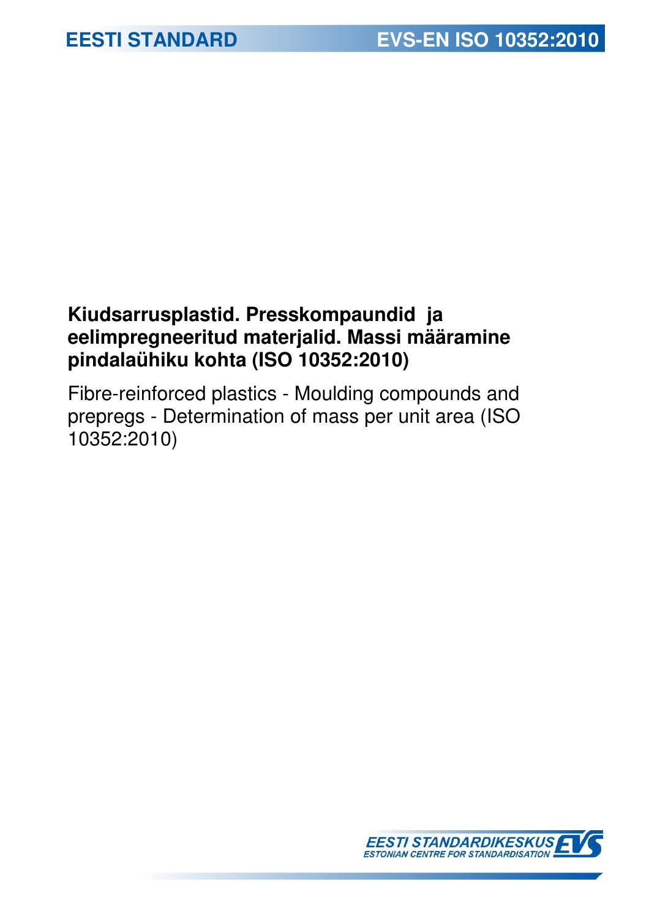EESTI STANDARD

EVS-EN ISO 10352:2010

# Kiudsarrusplastid. Presskompaundid ja eelimpregneeritud materjalid. Massi määramine pindalaühiku kohta (ISO 10352:2010)

Fibre-reinforced plastics - Moulding compounds and prepregs - Determination of mass per unit area (ISO 10352:2010)

EESTI STANDARDIKESKUS
ESTONIAN CENTRE FOR STANDARDISATION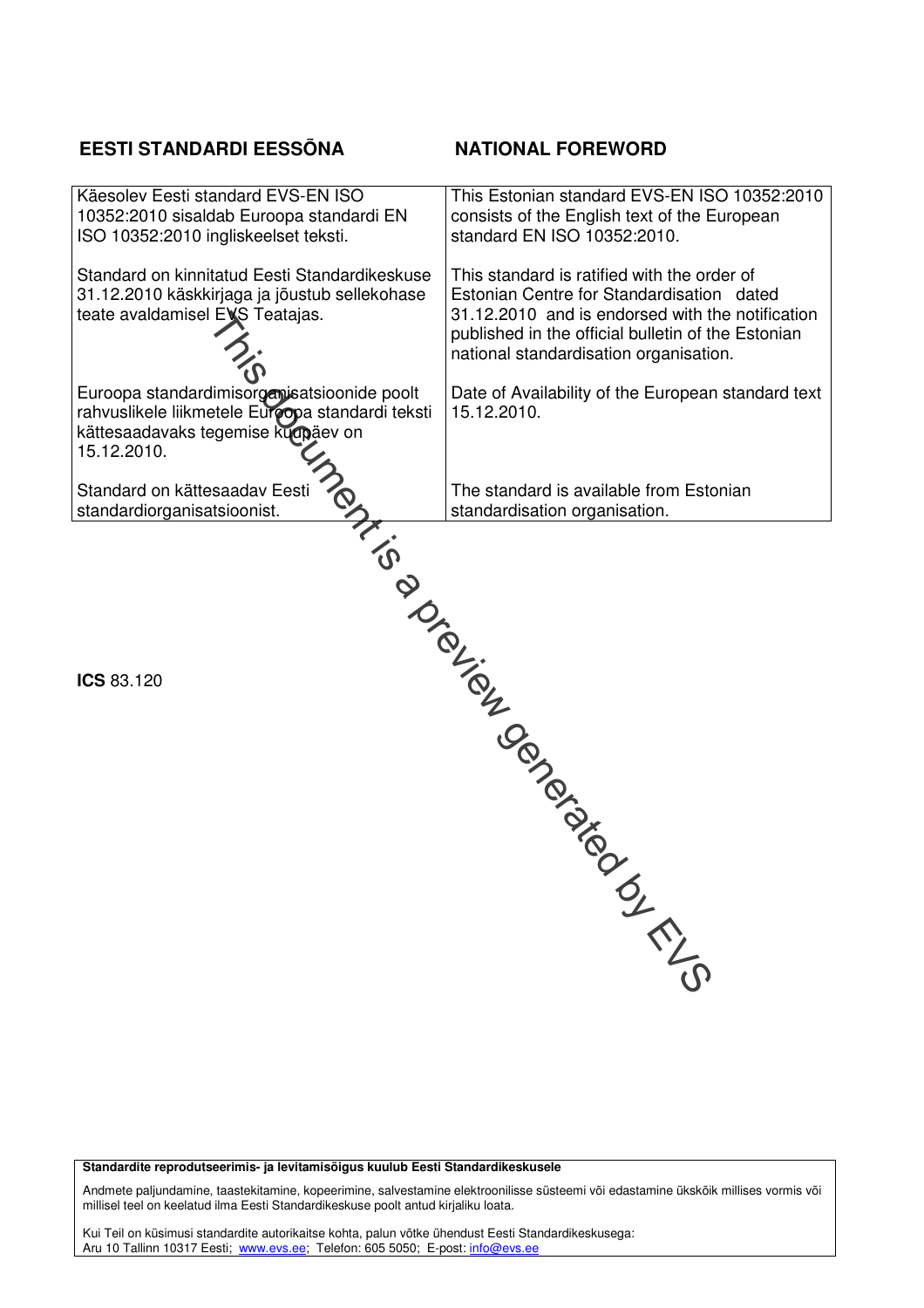## EESTI STANDARDI EESSÕNA

## NATIONAL FOREWORD

| EESTI STANDARDI EESSÕNA | NATIONAL FOREWORD |
|---|---|
| Käesolev Eesti standard EVS-EN ISO 10352:2010 sisaldab Euroopa standardi EN ISO 10352:2010 ingliskeelset teksti. | This Estonian standard EVS-EN ISO 10352:2010 consists of the English text of the European standard EN ISO 10352:2010. |
| Standard on kinnitatud Eesti Standardikeskuse 31.12.2010 käskkirjaga ja jõustub sellekohase teate avaldamisel EVS Teatajas. | This standard is ratified with the order of Estonian Centre for Standardisation dated 31.12.2010 and is endorsed with the notification published in the official bulletin of the Estonian national standardisation organisation. |
| Euroopa standardimisorganisatsioonide poolt rahvuslikele liikmetele Euroopa standardi teksti kättesaadavaks tegemise kuupäev on 15.12.2010. | Date of Availability of the European standard text 15.12.2010. |
| Standard on kättesaadav Eesti standardiorganisatsioonist. | The standard is available from Estonian standardisation organisation. |

**ICS** 83.120

**Standardite reprodutseerimis- ja levitamisõigus kuulub Eesti Standardikeskusele**

Andmete paljundamine, taastekitamine, kopeerimine, salvestamine elektroonilisse süsteemi või edastamine ükskõik millises vormis või millisel teel on keelatud ilma Eesti Standardikeskuse poolt antud kirjaliku loata.

Kui Teil on küsimusi standardite autorikaitse kohta, palun võtke ühendust Eesti Standardikeskusega:
Aru 10 Tallinn 10317 Eesti; www.evs.ee; Telefon: 605 5050; E-post: info@evs.ee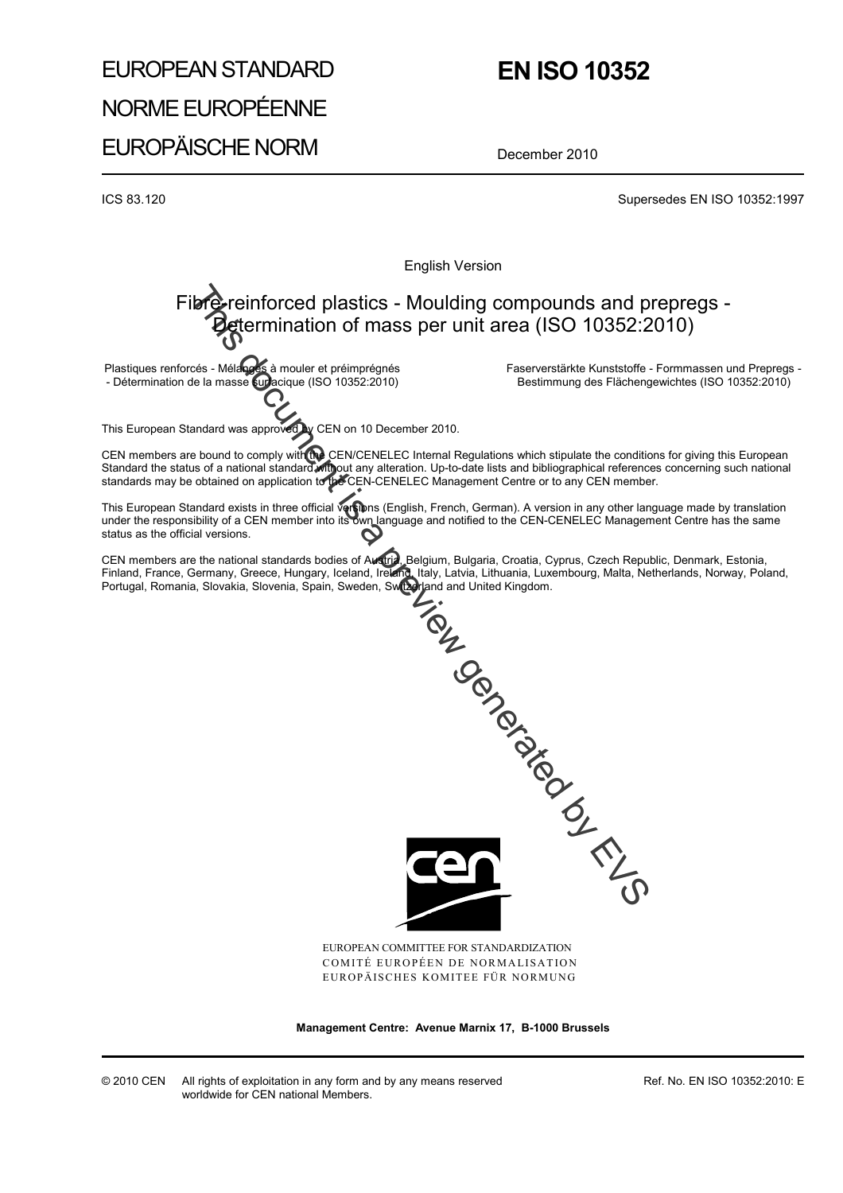# EUROPEAN STANDARD

# NORME EUROPÉENNE

# EUROPÄISCHE NORM

# EN ISO 10352

December 2010

ICS 83.120

Supersedes EN ISO 10352:1997

English Version

## Fibre-reinforced plastics - Moulding compounds and prepregs - Determination of mass per unit area (ISO 10352:2010)

Plastiques renforcés - Mélanges à mouler et préimprégnés - Détermination de la masse surfacique (ISO 10352:2010)

Faserverstärkte Kunststoffe - Formmassen und Prepregs - Bestimmung des Flächengewichtes (ISO 10352:2010)

This European Standard was approved by CEN on 10 December 2010.

CEN members are bound to comply with the CEN/CENELEC Internal Regulations which stipulate the conditions for giving this European Standard the status of a national standard without any alteration. Up-to-date lists and bibliographical references concerning such national standards may be obtained on application to the CEN-CENELEC Management Centre or to any CEN member.

This European Standard exists in three official versions (English, French, German). A version in any other language made by translation under the responsibility of a CEN member into its own language and notified to the CEN-CENELEC Management Centre has the same status as the official versions.

CEN members are the national standards bodies of Austria, Belgium, Bulgaria, Croatia, Cyprus, Czech Republic, Denmark, Estonia, Finland, France, Germany, Greece, Hungary, Iceland, Ireland, Italy, Latvia, Lithuania, Luxembourg, Malta, Netherlands, Norway, Poland, Portugal, Romania, Slovakia, Slovenia, Spain, Sweden, Switzerland and United Kingdom.

EUROPEAN COMMITTEE FOR STANDARDIZATION
COMITÉ EUROPÉEN DE NORMALISATION
EUROPÄISCHES KOMITEE FÜR NORMUNG

**Management Centre: Avenue Marnix 17, B-1000 Brussels**

© 2010 CEN All rights of exploitation in any form and by any means reserved worldwide for CEN national Members.

Ref. No. EN ISO 10352:2010: E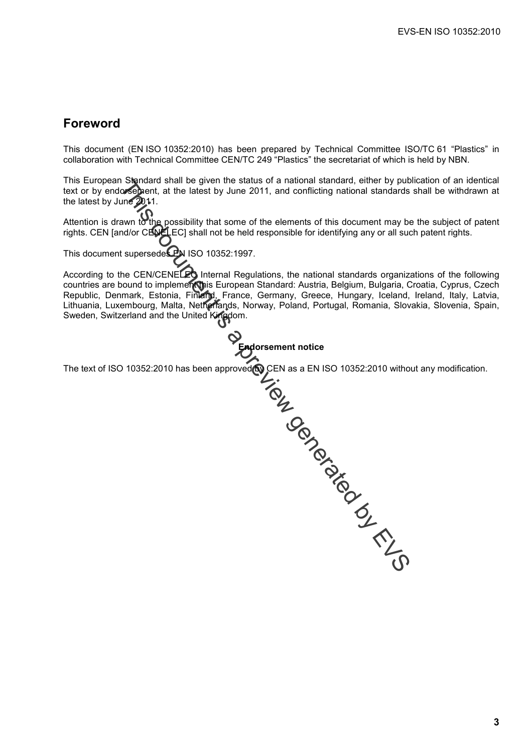## Foreword

This document (EN ISO 10352:2010) has been prepared by Technical Committee ISO/TC 61 "Plastics" in collaboration with Technical Committee CEN/TC 249 "Plastics" the secretariat of which is held by NBN.

This European Standard shall be given the status of a national standard, either by publication of an identical text or by endorsement, at the latest by June 2011, and conflicting national standards shall be withdrawn at the latest by June 2011.

Attention is drawn to the possibility that some of the elements of this document may be the subject of patent rights. CEN [and/or CENELEC] shall not be held responsible for identifying any or all such patent rights.

This document supersedes EN ISO 10352:1997.

According to the CEN/CENELEC Internal Regulations, the national standards organizations of the following countries are bound to implement this European Standard: Austria, Belgium, Bulgaria, Croatia, Cyprus, Czech Republic, Denmark, Estonia, Finland, France, Germany, Greece, Hungary, Iceland, Ireland, Italy, Latvia, Lithuania, Luxembourg, Malta, Netherlands, Norway, Poland, Portugal, Romania, Slovakia, Slovenia, Spain, Sweden, Switzerland and the United Kingdom.

**Endorsement notice**

The text of ISO 10352:2010 has been approved by CEN as a EN ISO 10352:2010 without any modification.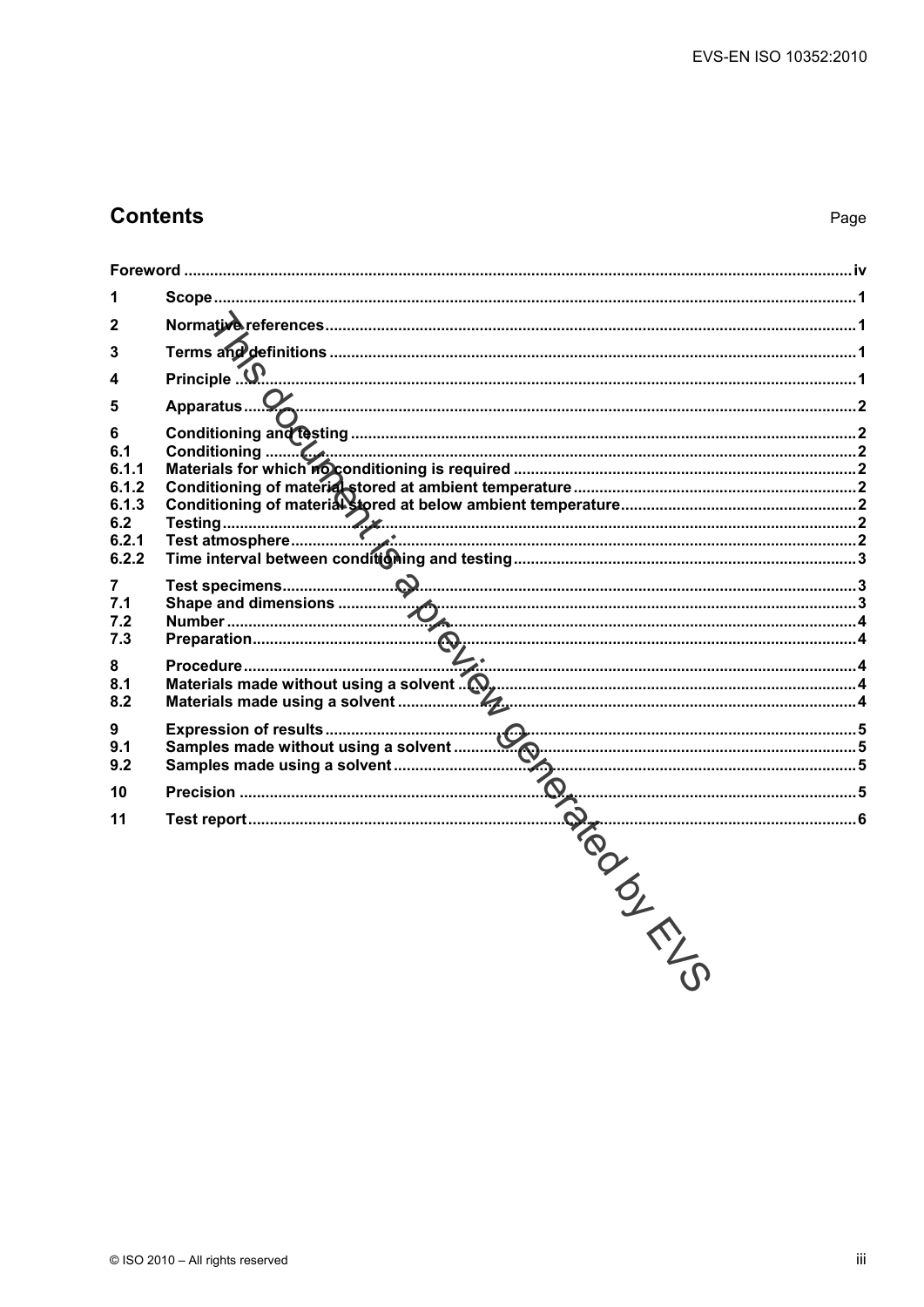## Contents

Page

| | | |
|---|---|---|
| **Foreword** | | **iv** |
| **1** | **Scope** | **1** |
| **2** | **Normative references** | **1** |
| **3** | **Terms and definitions** | **1** |
| **4** | **Principle** | **1** |
| **5** | **Apparatus** | **2** |
| **6** | **Conditioning and testing** | **2** |
| **6.1** | **Conditioning** | **2** |
| **6.1.1** | **Materials for which no conditioning is required** | **2** |
| **6.1.2** | **Conditioning of material stored at ambient temperature** | **2** |
| **6.1.3** | **Conditioning of material stored at below ambient temperature** | **2** |
| **6.2** | **Testing** | **2** |
| **6.2.1** | **Test atmosphere** | **2** |
| **6.2.2** | **Time interval between conditioning and testing** | **3** |
| **7** | **Test specimens** | **3** |
| **7.1** | **Shape and dimensions** | **3** |
| **7.2** | **Number** | **4** |
| **7.3** | **Preparation** | **4** |
| **8** | **Procedure** | **4** |
| **8.1** | **Materials made without using a solvent** | **4** |
| **8.2** | **Materials made using a solvent** | **4** |
| **9** | **Expression of results** | **5** |
| **9.1** | **Samples made without using a solvent** | **5** |
| **9.2** | **Samples made using a solvent** | **5** |
| **10** | **Precision** | **5** |
| **11** | **Test report** | **6** |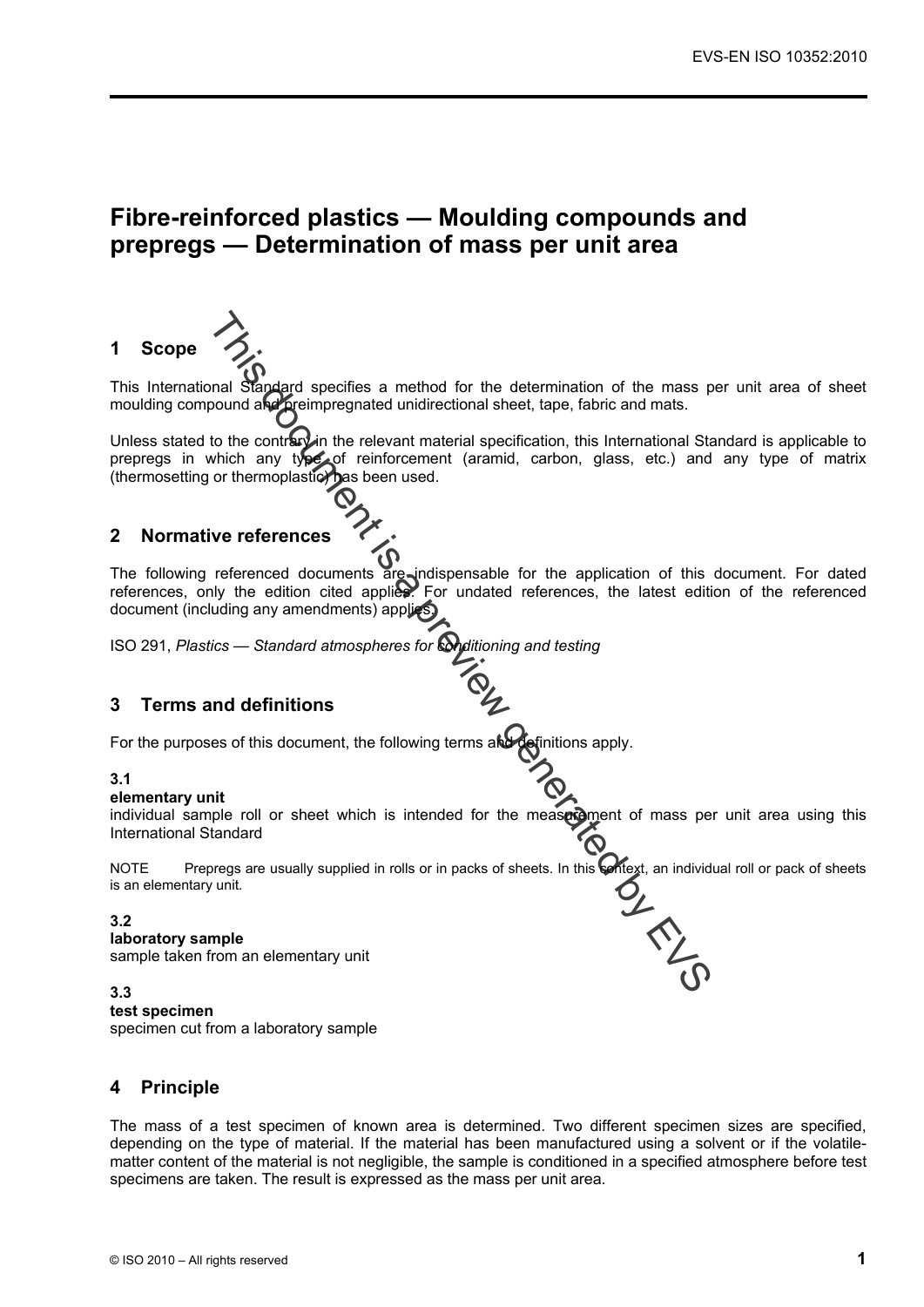# Fibre-reinforced plastics — Moulding compounds and prepregs — Determination of mass per unit area

## 1 Scope

This International Standard specifies a method for the determination of the mass per unit area of sheet moulding compound and preimpregnated unidirectional sheet, tape, fabric and mats.

Unless stated to the contrary in the relevant material specification, this International Standard is applicable to prepregs in which any type of reinforcement (aramid, carbon, glass, etc.) and any type of matrix (thermosetting or thermoplastic) has been used.

## 2 Normative references

The following referenced documents are indispensable for the application of this document. For dated references, only the edition cited applies. For undated references, the latest edition of the referenced document (including any amendments) applies.

ISO 291, *Plastics — Standard atmospheres for conditioning and testing*

## 3 Terms and definitions

For the purposes of this document, the following terms and definitions apply.

**3.1**
**elementary unit**
individual sample roll or sheet which is intended for the measurement of mass per unit area using this International Standard

NOTE Prepregs are usually supplied in rolls or in packs of sheets. In this context, an individual roll or pack of sheets is an elementary unit.

**3.2**
**laboratory sample**
sample taken from an elementary unit

**3.3**
**test specimen**
specimen cut from a laboratory sample

## 4 Principle

The mass of a test specimen of known area is determined. Two different specimen sizes are specified, depending on the type of material. If the material has been manufactured using a solvent or if the volatile-matter content of the material is not negligible, the sample is conditioned in a specified atmosphere before test specimens are taken. The result is expressed as the mass per unit area.